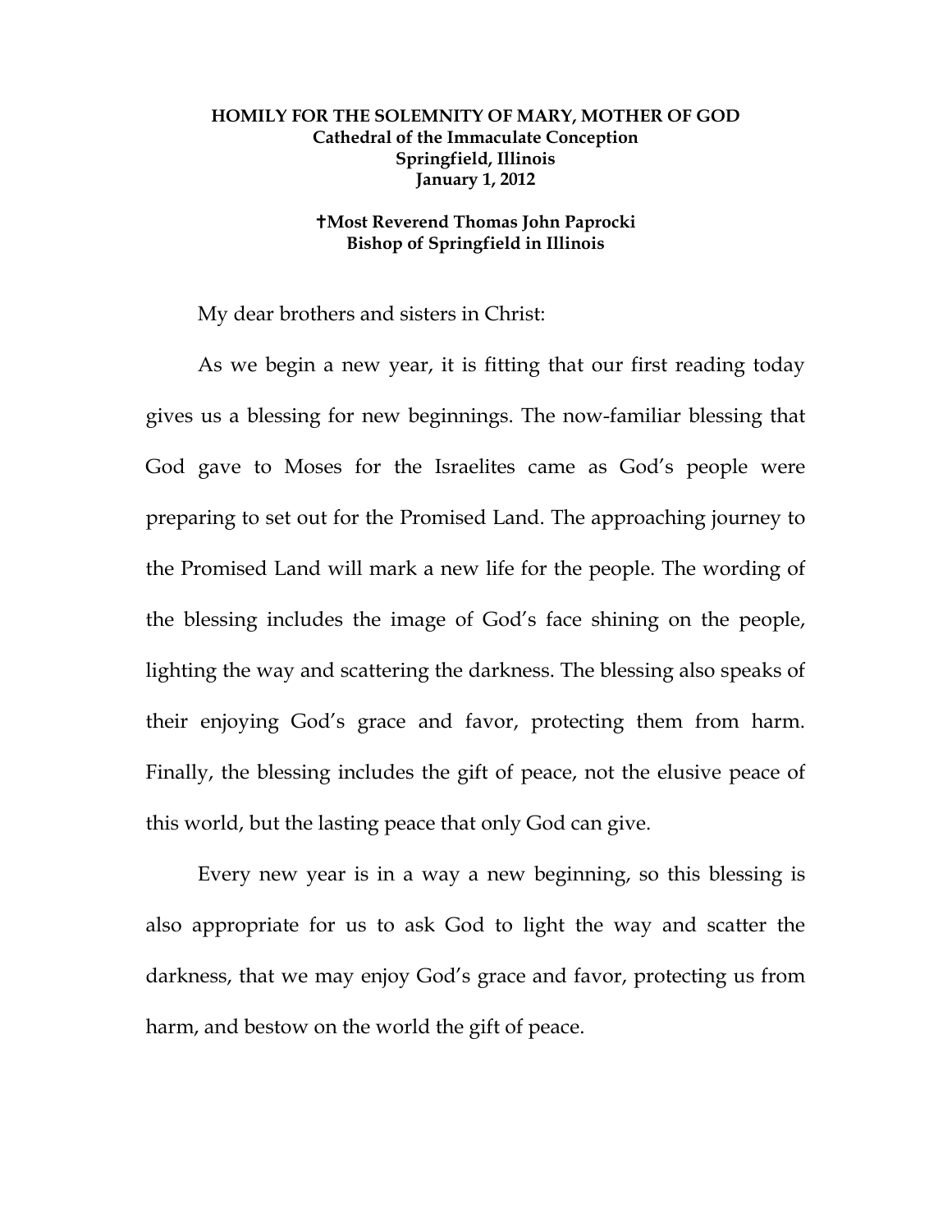**HOMILY FOR THE SOLEMNITY OF MARY, MOTHER OF GOD**
**Cathedral of the Immaculate Conception**
**Springfield, Illinois**
**January 1, 2012**

**†Most Reverend Thomas John Paprocki**
**Bishop of Springfield in Illinois**

My dear brothers and sisters in Christ:

As we begin a new year, it is fitting that our first reading today gives us a blessing for new beginnings. The now-familiar blessing that God gave to Moses for the Israelites came as God's people were preparing to set out for the Promised Land. The approaching journey to the Promised Land will mark a new life for the people. The wording of the blessing includes the image of God's face shining on the people, lighting the way and scattering the darkness. The blessing also speaks of their enjoying God's grace and favor, protecting them from harm. Finally, the blessing includes the gift of peace, not the elusive peace of this world, but the lasting peace that only God can give.

Every new year is in a way a new beginning, so this blessing is also appropriate for us to ask God to light the way and scatter the darkness, that we may enjoy God's grace and favor, protecting us from harm, and bestow on the world the gift of peace.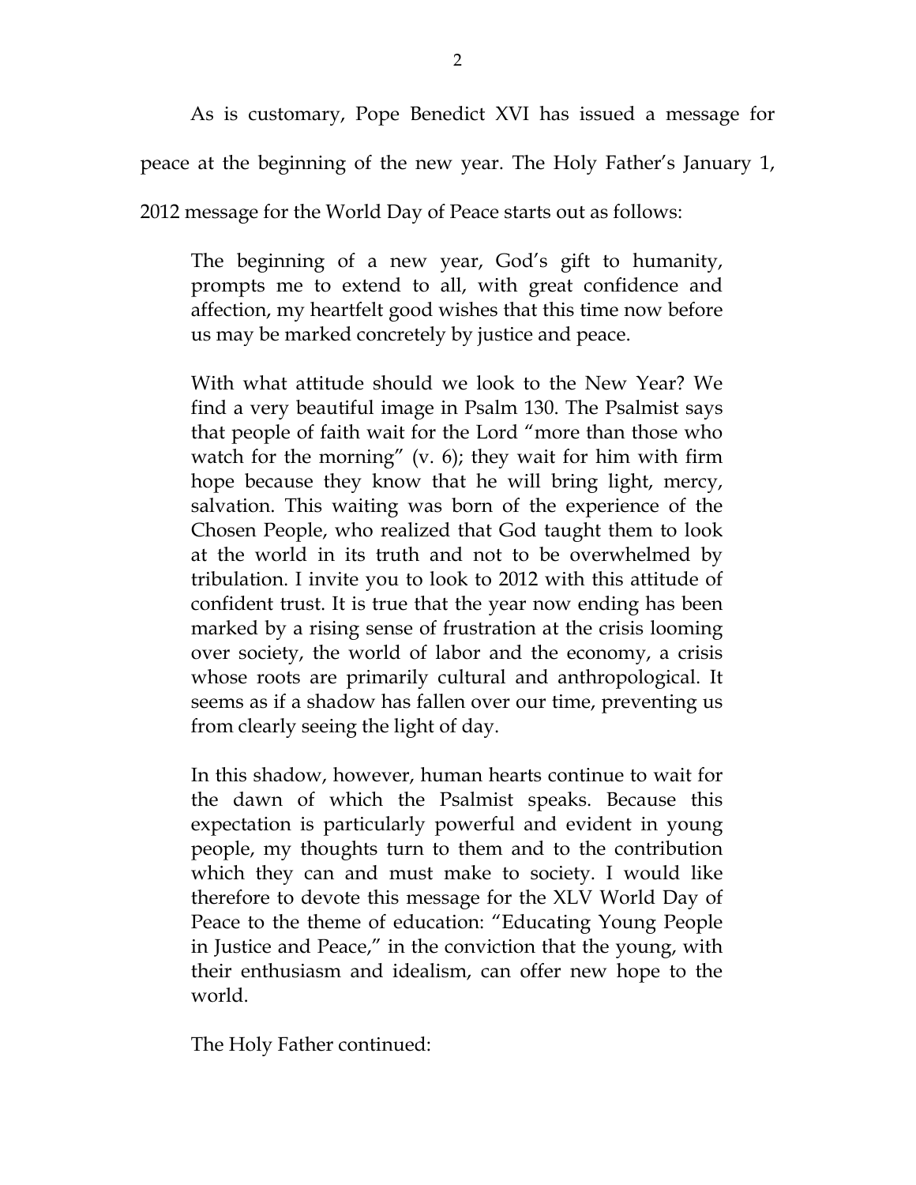As is customary, Pope Benedict XVI has issued a message for peace at the beginning of the new year. The Holy Father's January 1, 2012 message for the World Day of Peace starts out as follows:

> The beginning of a new year, God's gift to humanity, prompts me to extend to all, with great confidence and affection, my heartfelt good wishes that this time now before us may be marked concretely by justice and peace.
>
> With what attitude should we look to the New Year? We find a very beautiful image in Psalm 130. The Psalmist says that people of faith wait for the Lord "more than those who watch for the morning" (v. 6); they wait for him with firm hope because they know that he will bring light, mercy, salvation. This waiting was born of the experience of the Chosen People, who realized that God taught them to look at the world in its truth and not to be overwhelmed by tribulation. I invite you to look to 2012 with this attitude of confident trust. It is true that the year now ending has been marked by a rising sense of frustration at the crisis looming over society, the world of labor and the economy, a crisis whose roots are primarily cultural and anthropological. It seems as if a shadow has fallen over our time, preventing us from clearly seeing the light of day.
>
> In this shadow, however, human hearts continue to wait for the dawn of which the Psalmist speaks. Because this expectation is particularly powerful and evident in young people, my thoughts turn to them and to the contribution which they can and must make to society. I would like therefore to devote this message for the XLV World Day of Peace to the theme of education: "Educating Young People in Justice and Peace," in the conviction that the young, with their enthusiasm and idealism, can offer new hope to the world.

The Holy Father continued: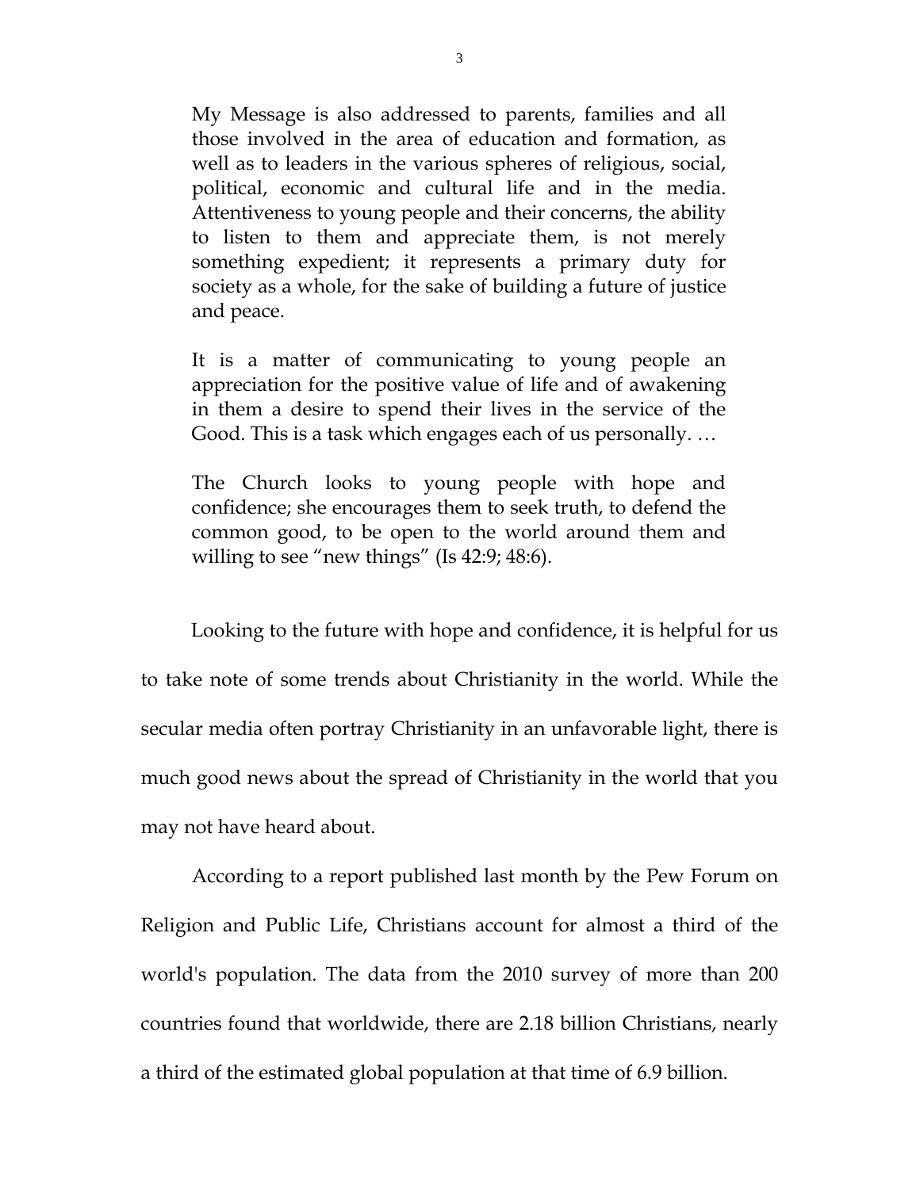> My Message is also addressed to parents, families and all those involved in the area of education and formation, as well as to leaders in the various spheres of religious, social, political, economic and cultural life and in the media. Attentiveness to young people and their concerns, the ability to listen to them and appreciate them, is not merely something expedient; it represents a primary duty for society as a whole, for the sake of building a future of justice and peace.
>
> It is a matter of communicating to young people an appreciation for the positive value of life and of awakening in them a desire to spend their lives in the service of the Good. This is a task which engages each of us personally. …
>
> The Church looks to young people with hope and confidence; she encourages them to seek truth, to defend the common good, to be open to the world around them and willing to see "new things" (Is 42:9; 48:6).

Looking to the future with hope and confidence, it is helpful for us to take note of some trends about Christianity in the world. While the secular media often portray Christianity in an unfavorable light, there is much good news about the spread of Christianity in the world that you may not have heard about.

According to a report published last month by the Pew Forum on Religion and Public Life, Christians account for almost a third of the world's population. The data from the 2010 survey of more than 200 countries found that worldwide, there are 2.18 billion Christians, nearly a third of the estimated global population at that time of 6.9 billion.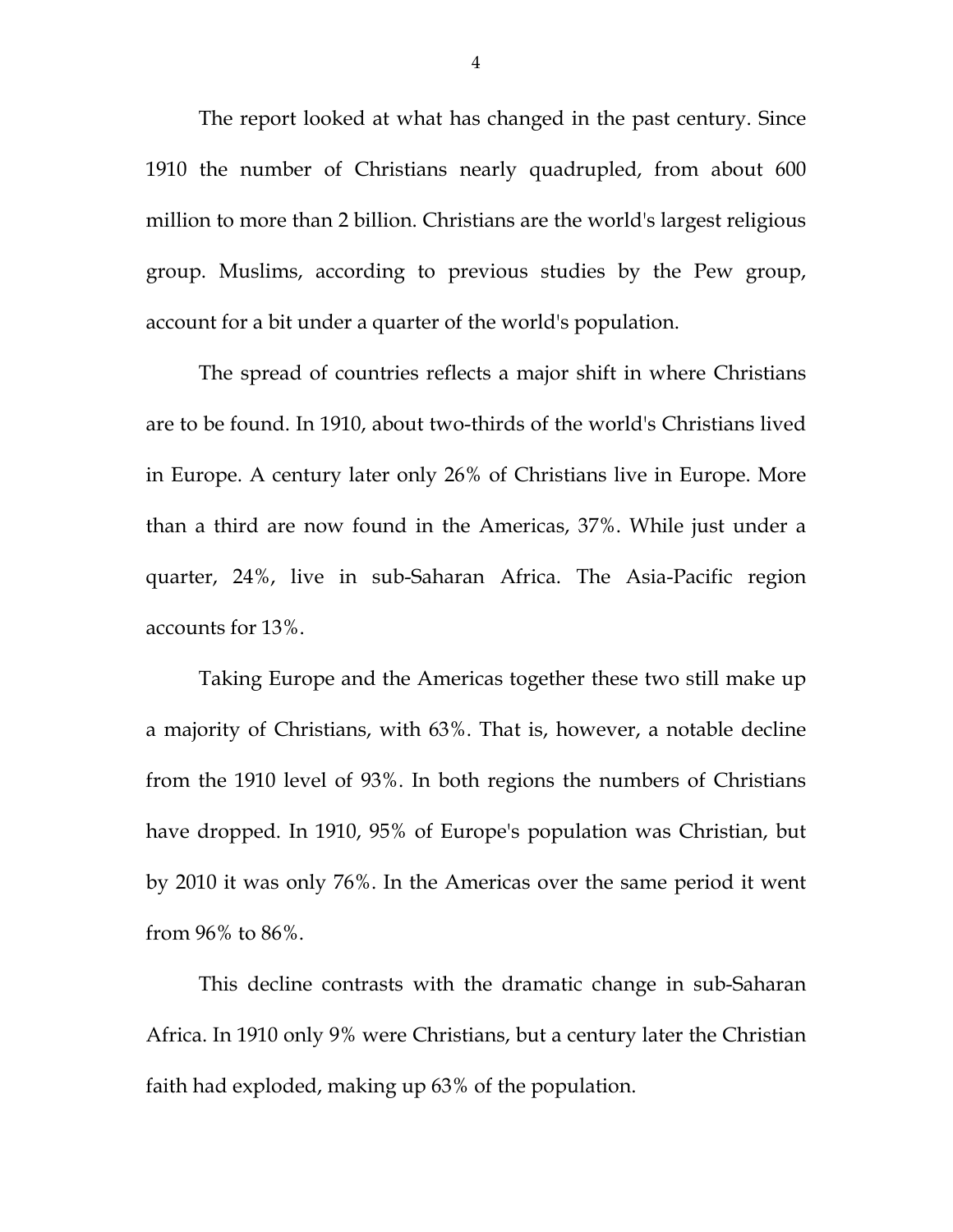The report looked at what has changed in the past century. Since 1910 the number of Christians nearly quadrupled, from about 600 million to more than 2 billion. Christians are the world's largest religious group. Muslims, according to previous studies by the Pew group, account for a bit under a quarter of the world's population.

The spread of countries reflects a major shift in where Christians are to be found. In 1910, about two-thirds of the world's Christians lived in Europe. A century later only 26% of Christians live in Europe. More than a third are now found in the Americas, 37%. While just under a quarter, 24%, live in sub-Saharan Africa. The Asia-Pacific region accounts for 13%.

Taking Europe and the Americas together these two still make up a majority of Christians, with 63%. That is, however, a notable decline from the 1910 level of 93%. In both regions the numbers of Christians have dropped. In 1910, 95% of Europe's population was Christian, but by 2010 it was only 76%. In the Americas over the same period it went from 96% to 86%.

This decline contrasts with the dramatic change in sub-Saharan Africa. In 1910 only 9% were Christians, but a century later the Christian faith had exploded, making up 63% of the population.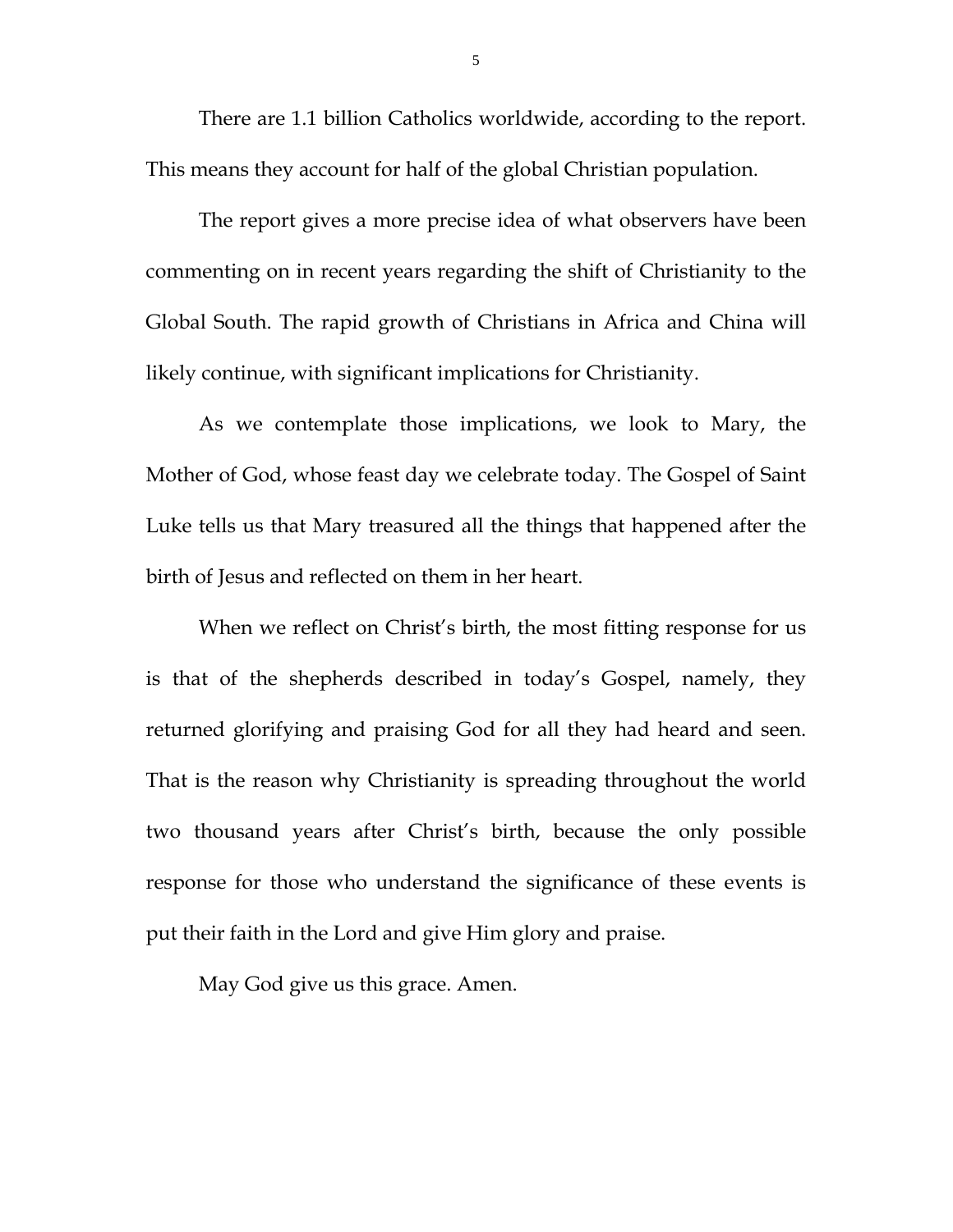There are 1.1 billion Catholics worldwide, according to the report. This means they account for half of the global Christian population.

The report gives a more precise idea of what observers have been commenting on in recent years regarding the shift of Christianity to the Global South. The rapid growth of Christians in Africa and China will likely continue, with significant implications for Christianity.

As we contemplate those implications, we look to Mary, the Mother of God, whose feast day we celebrate today. The Gospel of Saint Luke tells us that Mary treasured all the things that happened after the birth of Jesus and reflected on them in her heart.

When we reflect on Christ's birth, the most fitting response for us is that of the shepherds described in today's Gospel, namely, they returned glorifying and praising God for all they had heard and seen. That is the reason why Christianity is spreading throughout the world two thousand years after Christ's birth, because the only possible response for those who understand the significance of these events is put their faith in the Lord and give Him glory and praise.

May God give us this grace. Amen.